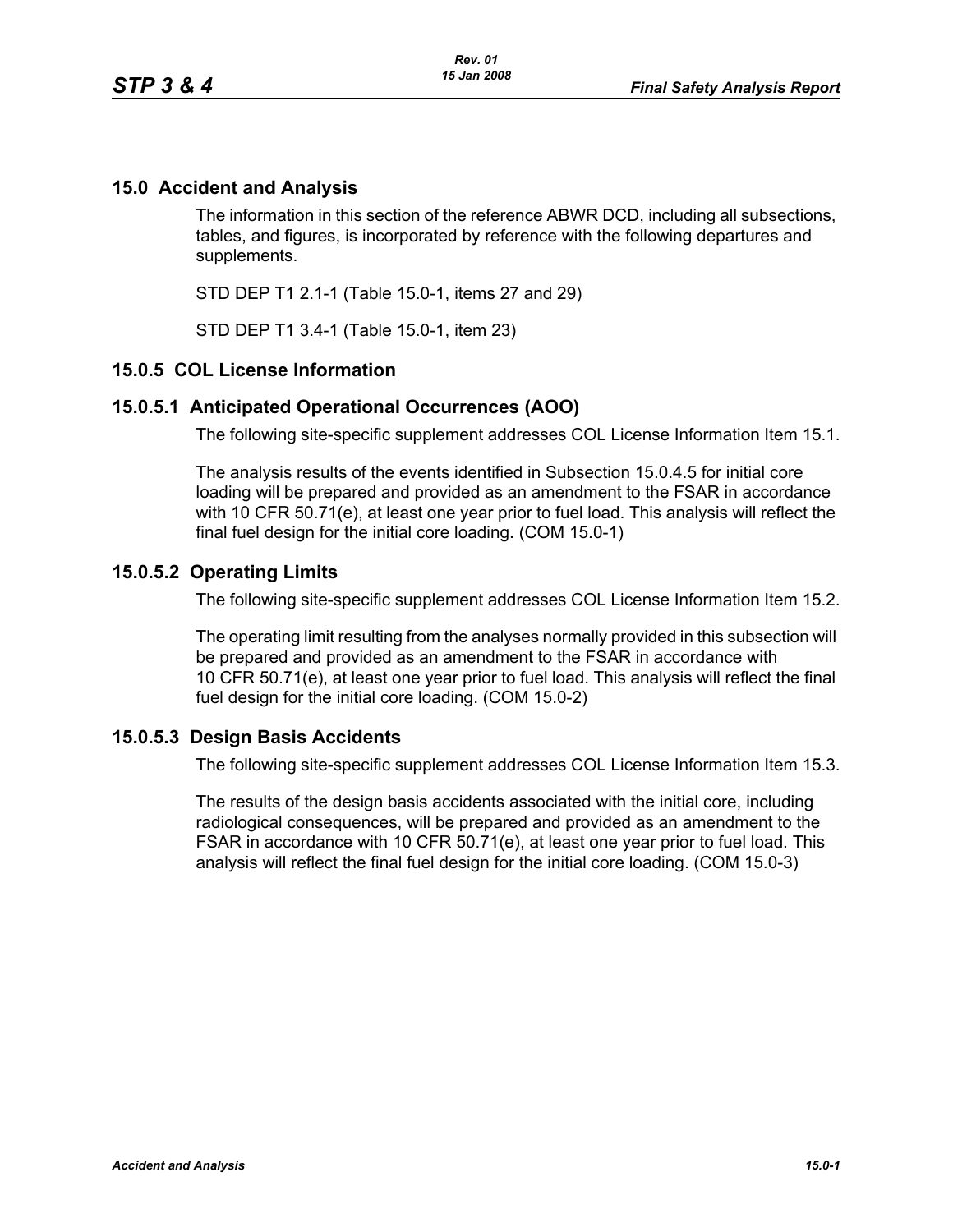## 15.0 Accident and Analysis

The information in this section of the reference ABWR DCD, including all subsections, tables, and figures, is incorporated by reference with the following departures and supplements.

STD DEP T1 2.1-1 (Table 15.0-1, items 27 and 29)

STD DEP T1 3.4-1 (Table 15.0-1, item 23)

## 15.0.5 COL License Information

### 15.0.5.1 Anticipated Operational Occurrences (AOO)

The following site-specific supplement addresses COL License Information Item 15.1.

The analysis results of the events identified in Subsection 15.0.4.5 for initial core loading will be prepared and provided as an amendment to the FSAR in accordance with 10 CFR 50.71(e), at least one year prior to fuel load. This analysis will reflect the final fuel design for the initial core loading. (COM 15.0-1)

### 15.0.5.2 Operating Limits

The following site-specific supplement addresses COL License Information Item 15.2.

The operating limit resulting from the analyses normally provided in this subsection will be prepared and provided as an amendment to the FSAR in accordance with 10 CFR 50.71(e), at least one year prior to fuel load. This analysis will reflect the final fuel design for the initial core loading. (COM 15.0-2)

### 15.0.5.3 Design Basis Accidents

The following site-specific supplement addresses COL License Information Item 15.3.

The results of the design basis accidents associated with the initial core, including radiological consequences, will be prepared and provided as an amendment to the FSAR in accordance with 10 CFR 50.71(e), at least one year prior to fuel load. This analysis will reflect the final fuel design for the initial core loading. (COM 15.0-3)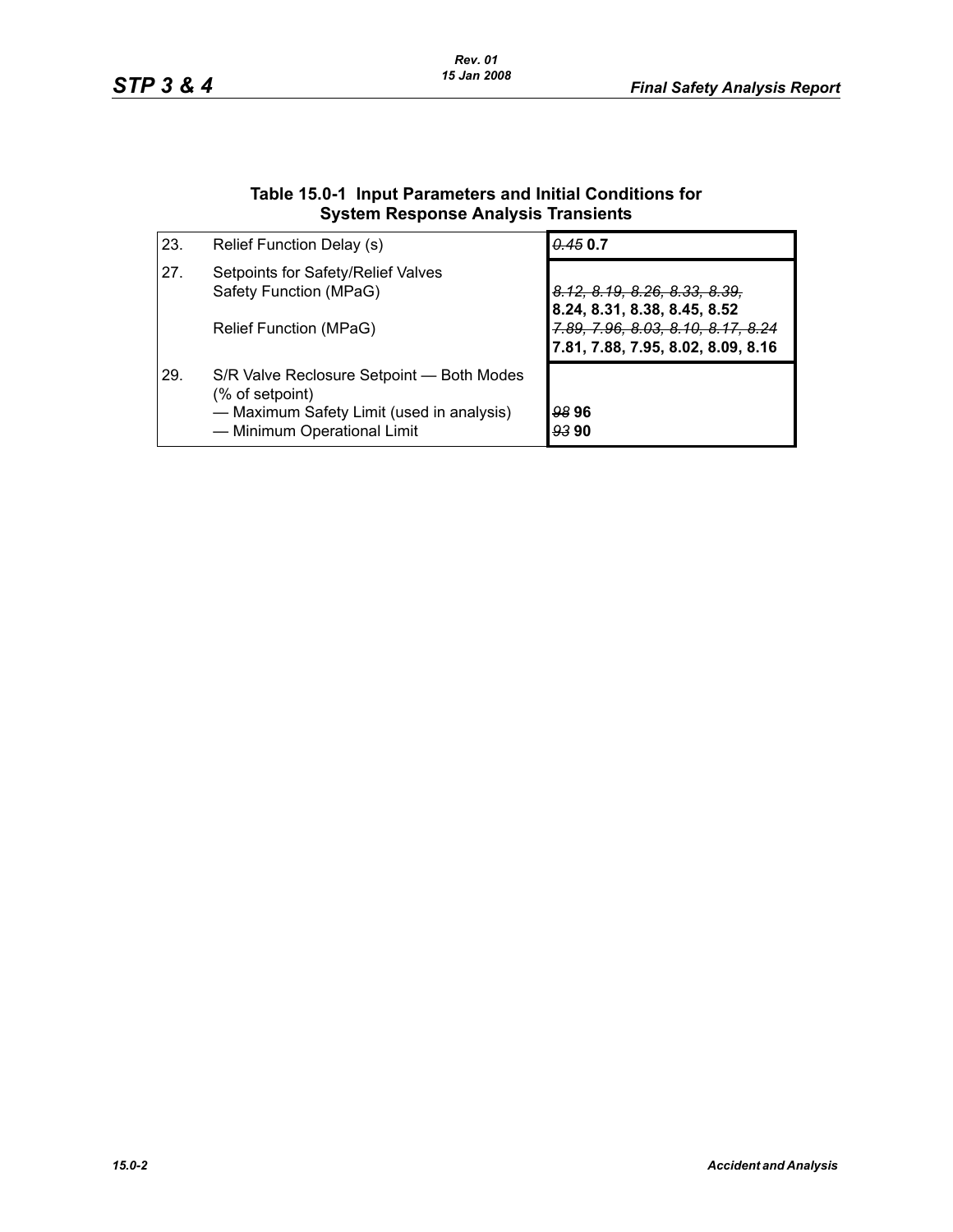**Table 15.0-1 Input Parameters and Initial Conditions for System Response Analysis Transients**

| | | |
|---|---|---|
| 23. | Relief Function Delay (s) | ~~*0.45*~~ **0.7** |
| 27. | Setpoints for Safety/Relief Valves<br>Safety Function (MPaG)<br><br>Relief Function (MPaG) | <br>~~*8.12, 8.19, 8.26, 8.33, 8.39,*~~<br>**8.24, 8.31, 8.38, 8.45, 8.52**<br>~~*7.89, 7.96, 8.03, 8.10, 8.17, 8.24*~~<br>**7.81, 7.88, 7.95, 8.02, 8.09, 8.16** |
| 29. | S/R Valve Reclosure Setpoint — Both Modes (% of setpoint)<br>— Maximum Safety Limit (used in analysis)<br>— Minimum Operational Limit | <br><br>~~*98*~~ **96**<br>~~*93*~~ **90** |